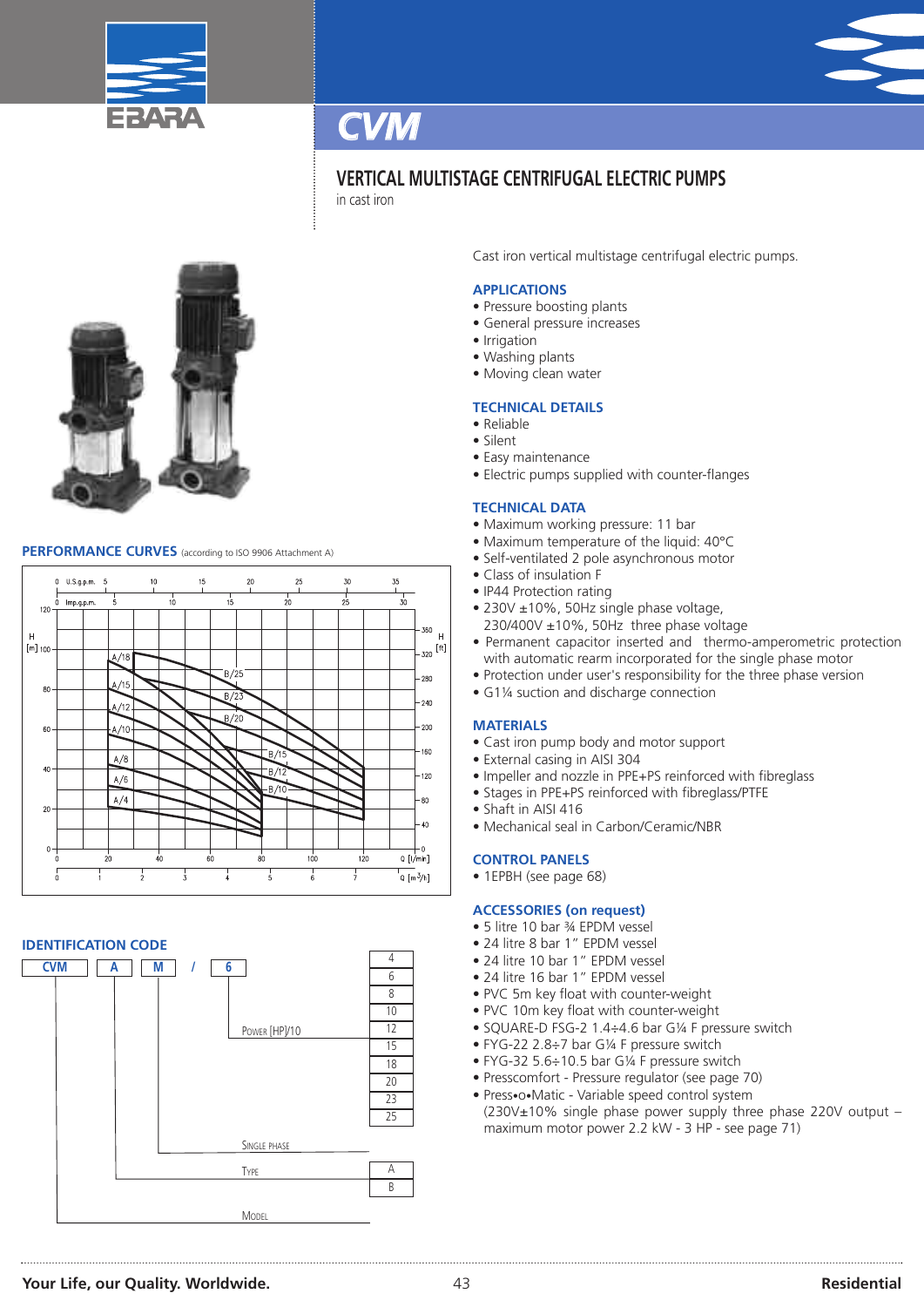# CVM

## VERTICAL MULTISTAGE CENTRIFUGAL ELECTRIC PUMPS

in cast iron

Cast iron vertical multistage centrifugal electric pumps.

### APPLICATIONS

- Pressure boosting plants
- General pressure increases
- Irrigation
- Washing plants
- Moving clean water

### TECHNICAL DETAILS

- Reliable
- Silent
- Easy maintenance
- Electric pumps supplied with counter-flanges

### TECHNICAL DATA

- Maximum working pressure: 11 bar
- Maximum temperature of the liquid: 40°C
- Self-ventilated 2 pole asynchronous motor
- Class of insulation F
- IP44 Protection rating
- 230V ±10%, 50Hz single phase voltage, 230/400V ±10%, 50Hz three phase voltage
- Permanent capacitor inserted and thermo-amperometric protection with automatic rearm incorporated for the single phase motor
- Protection under user's responsibility for the three phase version
- G1¼ suction and discharge connection

### MATERIALS

- Cast iron pump body and motor support
- External casing in AISI 304
- Impeller and nozzle in PPE+PS reinforced with fibreglass
- Stages in PPE+PS reinforced with fibreglass/PTFE
- Shaft in AISI 416
- Mechanical seal in Carbon/Ceramic/NBR

### CONTROL PANELS

- 1EPBH (see page 68)

### ACCESSORIES (on request)

- 5 litre 10 bar ¾ EPDM vessel
- 24 litre 8 bar 1" EPDM vessel
- 24 litre 10 bar 1" EPDM vessel
- 24 litre 16 bar 1" EPDM vessel
- PVC 5m key float with counter-weight
- PVC 10m key float with counter-weight
- SQUARE-D FSG-2 1.4÷4.6 bar G¼ F pressure switch
- FYG-22 2.8÷7 bar G¼ F pressure switch
- FYG-32 5.6÷10.5 bar G¼ F pressure switch
- Presscomfort - Pressure regulator (see page 70)
- Press•o•Matic - Variable speed control system (230V±10% single phase power supply three phase 220V output – maximum motor power 2.2 kW - 3 HP - see page 71)

### PERFORMANCE CURVES (according to ISO 9906 Attachment A)

Curves: A/4, A/6, A/8, A/10, A/12, A/15, A/18, B/10, B/12, B/15, B/20, B/23, B/25

Axes: H [m] 0–120; H [ft] 0–360; Q [l/min] 0–120; Q [m³/h] 0–7; U.S.g.p.m. 0–35; Imp.g.p.m. 0–30

### IDENTIFICATION CODE

CVM A M / 6

- MODEL: CVM
- TYPE: A, B
- SINGLE PHASE: M
- POWER [HP]/10: 4, 6, 8, 10, 12, 15, 18, 20, 23, 25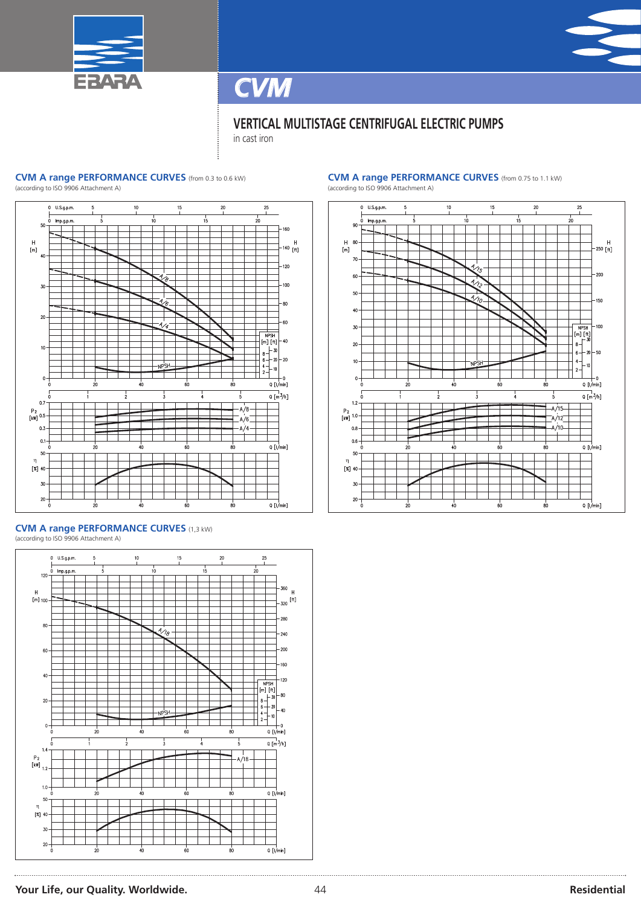# CVM

## VERTICAL MULTISTAGE CENTRIFUGAL ELECTRIC PUMPS

in cast iron

### CVM A range PERFORMANCE CURVES (from 0.3 to 0.6 kW)

(according to ISO 9906 Attachment A)

### CVM A range PERFORMANCE CURVES (from 0.75 to 1.1 kW)

(according to ISO 9906 Attachment A)

### CVM A range PERFORMANCE CURVES (1,3 kW)

(according to ISO 9906 Attachment A)

Your Life, our Quality. Worldwide.

Residential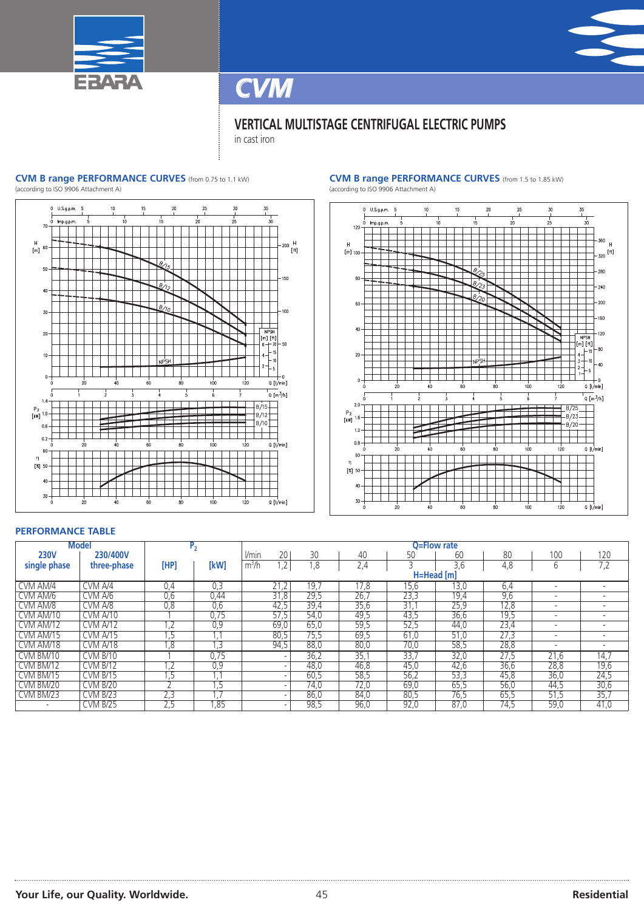# CVM

## VERTICAL MULTISTAGE CENTRIFUGAL ELECTRIC PUMPS

in cast iron

### CVM B range PERFORMANCE CURVES (from 0.75 to 1.1 kW)

(according to ISO 9906 Attachment A)

### CVM B range PERFORMANCE CURVES (from 1.5 to 1.85 kW)

(according to ISO 9906 Attachment A)

### PERFORMANCE TABLE

| Model | | $P_2$ | | Q=Flow rate | | | | | | | |
|---|---|---|---|---|---|---|---|---|---|---|---|
| 230V single phase | 230/400V three-phase | [HP] | [kW] | l/min 20 / m³/h 1,2 | 30 / 1,8 | 40 / 2,4 | 50 / 3 | 60 / 3,6 | 80 / 4,8 | 100 / 6 | 120 / 7,2 |
| | | | | H=Head [m] | | | | | | | |
| CVM AM/4 | CVM A/4 | 0,4 | 0,3 | 21,2 | 19,7 | 17,8 | 15,6 | 13,0 | 6,4 | - | - |
| CVM AM/6 | CVM A/6 | 0,6 | 0,44 | 31,8 | 29,5 | 26,7 | 23,3 | 19,4 | 9,6 | - | - |
| CVM AM/8 | CVM A/8 | 0,8 | 0,6 | 42,5 | 39,4 | 35,6 | 31,1 | 25,9 | 12,8 | - | - |
| CVM AM/10 | CVM A/10 | 1 | 0,75 | 57,5 | 54,0 | 49,5 | 43,5 | 36,6 | 19,5 | - | - |
| CVM AM/12 | CVM A/12 | 1,2 | 0,9 | 69,0 | 65,0 | 59,5 | 52,5 | 44,0 | 23,4 | - | - |
| CVM AM/15 | CVM A/15 | 1,5 | 1,1 | 80,5 | 75,5 | 69,5 | 61,0 | 51,0 | 27,3 | - | - |
| CVM AM/18 | CVM A/18 | 1,8 | 1,3 | 94,5 | 88,0 | 80,0 | 70,0 | 58,5 | 28,8 | - | - |
| CVM BM/10 | CVM B/10 | 1 | 0,75 | - | 36,2 | 35,1 | 33,7 | 32,0 | 27,5 | 21,6 | 14,7 |
| CVM BM/12 | CVM B/12 | 1,2 | 0,9 | - | 48,0 | 46,8 | 45,0 | 42,6 | 36,6 | 28,8 | 19,6 |
| CVM BM/15 | CVM B/15 | 1,5 | 1,1 | - | 60,5 | 58,5 | 56,2 | 53,3 | 45,8 | 36,0 | 24,5 |
| CVM BM/20 | CVM B/20 | 2 | 1,5 | - | 74,0 | 72,0 | 69,0 | 65,5 | 56,0 | 44,5 | 30,6 |
| CVM BM/23 | CVM B/23 | 2,3 | 1,7 | - | 86,0 | 84,0 | 80,5 | 76,5 | 65,5 | 51,5 | 35,7 |
| - | CVM B/25 | 2,5 | 1,85 | - | 98,5 | 96,0 | 92,0 | 87,0 | 74,5 | 59,0 | 41,0 |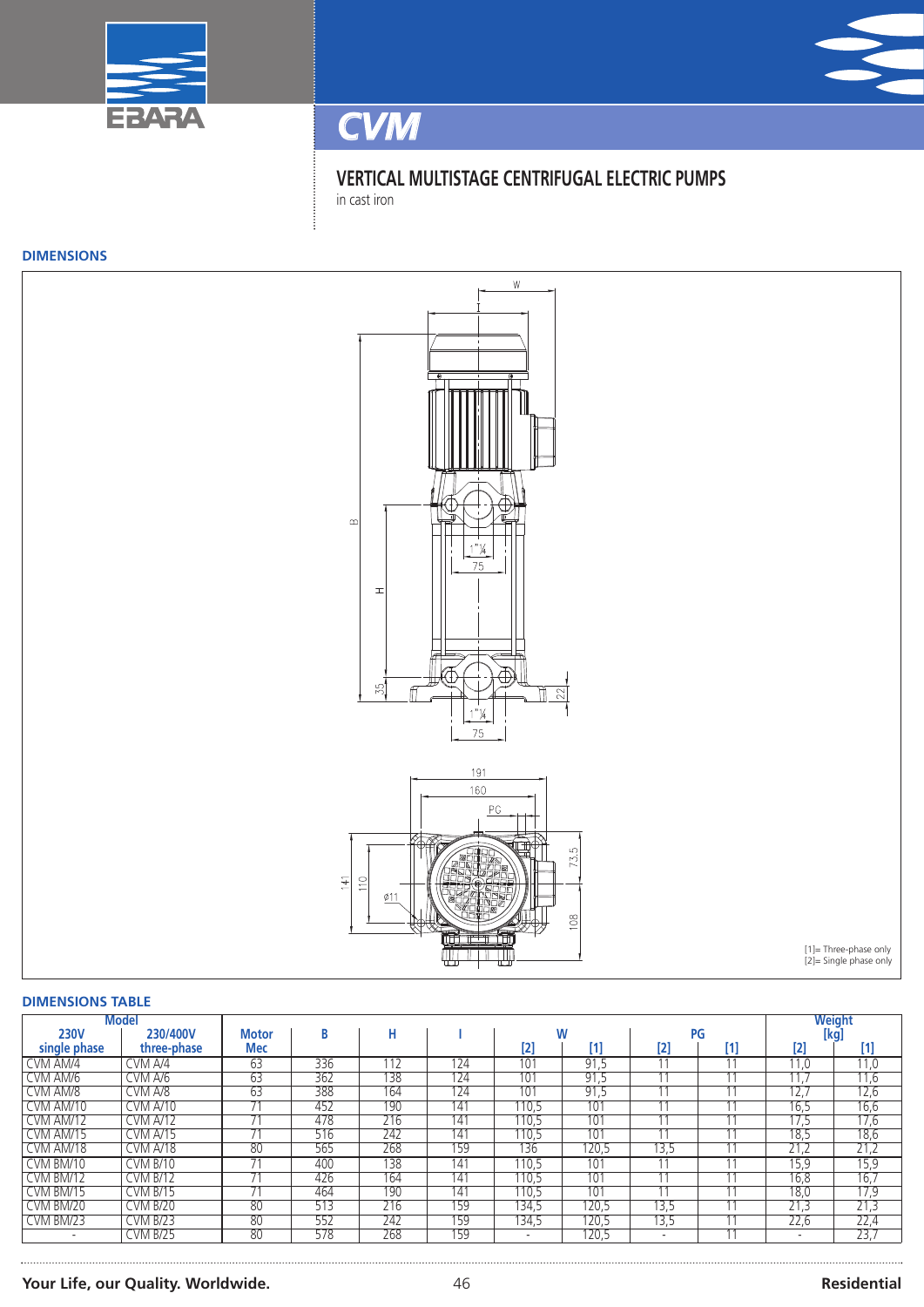# CVM

## VERTICAL MULTISTAGE CENTRIFUGAL ELECTRIC PUMPS

in cast iron

### DIMENSIONS

[1]= Three-phase only
[2]= Single phase only

### DIMENSIONS TABLE

| Model | | Motor | B | H | I | W | | PG | | Weight [kg] | |
|---|---|---|---|---|---|---|---|---|---|---|---|
| 230V single phase | 230/400V three-phase | Mec | | | | [2] | [1] | [2] | [1] | [2] | [1] |
| CVM AM/4 | CVM A/4 | 63 | 336 | 112 | 124 | 101 | 91,5 | 11 | 11 | 11,0 | 11,0 |
| CVM AM/6 | CVM A/6 | 63 | 362 | 138 | 124 | 101 | 91,5 | 11 | 11 | 11,7 | 11,6 |
| CVM AM/8 | CVM A/8 | 63 | 388 | 164 | 124 | 101 | 91,5 | 11 | 11 | 12,7 | 12,6 |
| CVM AM/10 | CVM A/10 | 71 | 452 | 190 | 141 | 110,5 | 101 | 11 | 11 | 16,5 | 16,6 |
| CVM AM/12 | CVM A/12 | 71 | 478 | 216 | 141 | 110,5 | 101 | 11 | 11 | 17,5 | 17,6 |
| CVM AM/15 | CVM A/15 | 71 | 516 | 242 | 141 | 110,5 | 101 | 11 | 11 | 18,5 | 18,6 |
| CVM AM/18 | CVM A/18 | 80 | 565 | 268 | 159 | 136 | 120,5 | 13,5 | 11 | 21,2 | 21,2 |
| CVM BM/10 | CVM B/10 | 71 | 400 | 138 | 141 | 110,5 | 101 | 11 | 11 | 15,9 | 15,9 |
| CVM BM/12 | CVM B/12 | 71 | 426 | 164 | 141 | 110,5 | 101 | 11 | 11 | 16,8 | 16,7 |
| CVM BM/15 | CVM B/15 | 71 | 464 | 190 | 141 | 110,5 | 101 | 11 | 11 | 18,0 | 17,9 |
| CVM BM/20 | CVM B/20 | 80 | 513 | 216 | 159 | 134,5 | 120,5 | 13,5 | 11 | 21,3 | 21,3 |
| CVM BM/23 | CVM B/23 | 80 | 552 | 242 | 159 | 134,5 | 120,5 | 13,5 | 11 | 22,6 | 22,4 |
| - | CVM B/25 | 80 | 578 | 268 | 159 | - | 120,5 | - | 11 | - | 23,7 |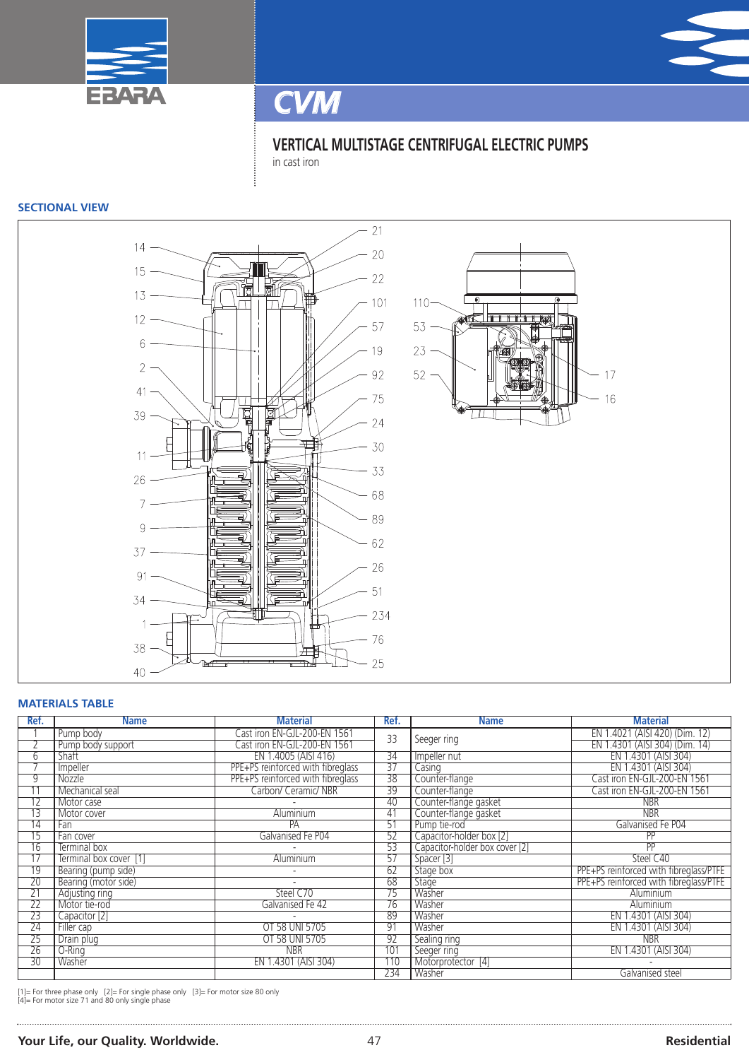# CVM

## VERTICAL MULTISTAGE CENTRIFUGAL ELECTRIC PUMPS

in cast iron

### SECTIONAL VIEW

### MATERIALS TABLE

| Ref. | Name | Material | Ref. | Name | Material |
|---|---|---|---|---|---|
| 1 | Pump body | Cast iron EN-GJL-200-EN 1561 | 33 | Seeger ring | EN 1.4021 (AISI 420) (Dim. 12) |
| 2 | Pump body support | Cast iron EN-GJL-200-EN 1561 | | | EN 1.4301 (AISI 304) (Dim. 14) |
| 6 | Shaft | EN 1.4005 (AISI 416) | 34 | Impeller nut | EN 1.4301 (AISI 304) |
| 7 | Impeller | PPE+PS reinforced with fibreglass | 37 | Casing | EN 1.4301 (AISI 304) |
| 9 | Nozzle | PPE+PS reinforced with fibreglass | 38 | Counter-flange | Cast iron EN-GJL-200-EN 1561 |
| 11 | Mechanical seal | Carbon/ Ceramic/ NBR | 39 | Counter-flange | Cast iron EN-GJL-200-EN 1561 |
| 12 | Motor case | - | 40 | Counter-flange gasket | NBR |
| 13 | Motor cover | Aluminium | 41 | Counter-flange gasket | NBR |
| 14 | Fan | PA | 51 | Pump tie-rod | Galvanised Fe P04 |
| 15 | Fan cover | Galvanised Fe P04 | 52 | Capacitor-holder box [2] | PP |
| 16 | Terminal box | - | 53 | Capacitor-holder box cover [2] | PP |
| 17 | Terminal box cover [1] | Aluminium | 57 | Spacer [3] | Steel C40 |
| 19 | Bearing (pump side) | - | 62 | Stage box | PPE+PS reinforced with fibreglass/PTFE |
| 20 | Bearing (motor side) | - | 68 | Stage | PPE+PS reinforced with fibreglass/PTFE |
| 21 | Adjusting ring | Steel C70 | 75 | Washer | Aluminium |
| 22 | Motor tie-rod | Galvanised Fe 42 | 76 | Washer | Aluminium |
| 23 | Capacitor [2] | - | 89 | Washer | EN 1.4301 (AISI 304) |
| 24 | Filler cap | OT 58 UNI 5705 | 91 | Washer | EN 1.4301 (AISI 304) |
| 25 | Drain plug | OT 58 UNI 5705 | 92 | Sealing ring | NBR |
| 26 | O-Ring | NBR | 101 | Seeger ring | EN 1.4301 (AISI 304) |
| 30 | Washer | EN 1.4301 (AISI 304) | 110 | Motorprotector [4] | - |
| | | | 234 | Washer | Galvanised steel |

[1]= For three phase only [2]= For single phase only [3]= For motor size 80 only
[4]= For motor size 71 and 80 only single phase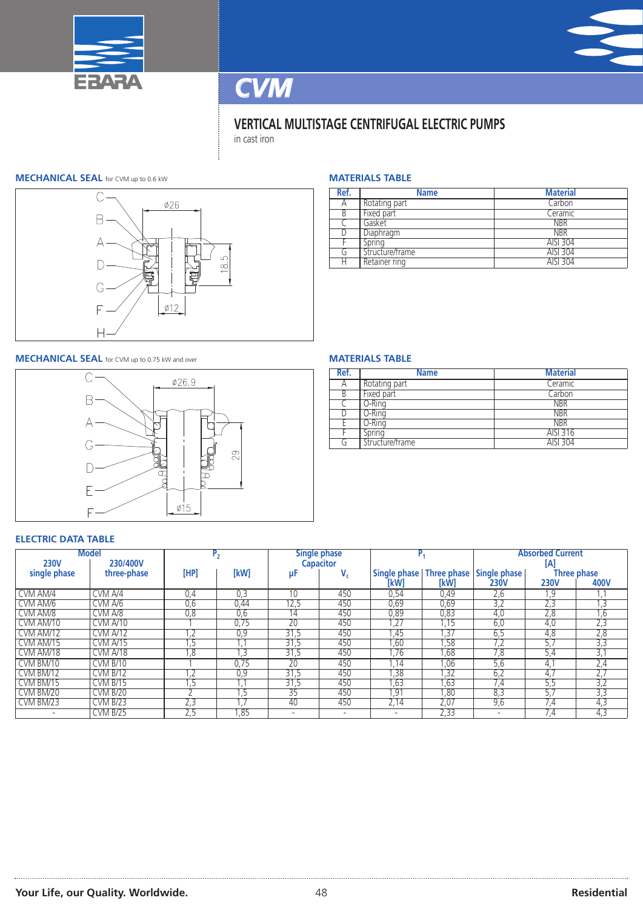# CVM

## VERTICAL MULTISTAGE CENTRIFUGAL ELECTRIC PUMPS

in cast iron

### MECHANICAL SEAL for CVM up to 0.6 kW

C
B
A
D
G
F
H
ø26
18.5
ø12

### MATERIALS TABLE

| Ref. | Name | Material |
|---|---|---|
| A | Rotating part | Carbon |
| B | Fixed part | Ceramic |
| C | Gasket | NBR |
| D | Diaphragm | NBR |
| F | Spring | AISI 304 |
| G | Structure/frame | AISI 304 |
| H | Retainer ring | AISI 304 |

### MECHANICAL SEAL for CVM up to 0.75 kW and over

C
B
A
G
D
E
F
ø26.9
29
ø15

### MATERIALS TABLE

| Ref. | Name | Material |
|---|---|---|
| A | Rotating part | Ceramic |
| B | Fixed part | Carbon |
| C | O-Ring | NBR |
| D | O-Ring | NBR |
| E | O-Ring | NBR |
| F | Spring | AISI 316 |
| G | Structure/frame | AISI 304 |

### ELECTRIC DATA TABLE

| Model | | $P_2$ | | Single phase Capacitor | | $P_1$ | | Absorbed Current [A] | | |
|---|---|---|---|---|---|---|---|---|---|---|
| 230V single phase | 230/400V three-phase | [HP] | [kW] | μF | $V_c$ | Single phase [kW] | Three phase [kW] | Single phase 230V | Three phase 230V | Three phase 400V |
| CVM AM/4 | CVM A/4 | 0,4 | 0,3 | 10 | 450 | 0,54 | 0,49 | 2,6 | 1,9 | 1,1 |
| CVM AM/6 | CVM A/6 | 0,6 | 0,44 | 12,5 | 450 | 0,69 | 0,69 | 3,2 | 2,3 | 1,3 |
| CVM AM/8 | CVM A/8 | 0,8 | 0,6 | 14 | 450 | 0,89 | 0,83 | 4,0 | 2,8 | 1,6 |
| CVM AM/10 | CVM A/10 | 1 | 0,75 | 20 | 450 | 1,27 | 1,15 | 6,0 | 4,0 | 2,3 |
| CVM AM/12 | CVM A/12 | 1,2 | 0,9 | 31,5 | 450 | 1,45 | 1,37 | 6,5 | 4,8 | 2,8 |
| CVM AM/15 | CVM A/15 | 1,5 | 1,1 | 31,5 | 450 | 1,60 | 1,58 | 7,2 | 5,7 | 3,3 |
| CVM AM/18 | CVM A/18 | 1,8 | 1,3 | 31,5 | 450 | 1,76 | 1,68 | 7,8 | 5,4 | 3,1 |
| CVM BM/10 | CVM B/10 | 1 | 0,75 | 20 | 450 | 1,14 | 1,06 | 5,6 | 4,1 | 2,4 |
| CVM BM/12 | CVM B/12 | 1,2 | 0,9 | 31,5 | 450 | 1,38 | 1,32 | 6,2 | 4,7 | 2,7 |
| CVM BM/15 | CVM B/15 | 1,5 | 1,1 | 31,5 | 450 | 1,63 | 1,63 | 7,4 | 5,5 | 3,2 |
| CVM BM/20 | CVM B/20 | 2 | 1,5 | 35 | 450 | 1,91 | 1,80 | 8,3 | 5,7 | 3,3 |
| CVM BM/23 | CVM B/23 | 2,3 | 1,7 | 40 | 450 | 2,14 | 2,07 | 9,6 | 7,4 | 4,3 |
| - | CVM B/25 | 2,5 | 1,85 | - | - | - | 2,33 | - | 7,4 | 4,3 |

Your Life, our Quality. Worldwide.

Residential